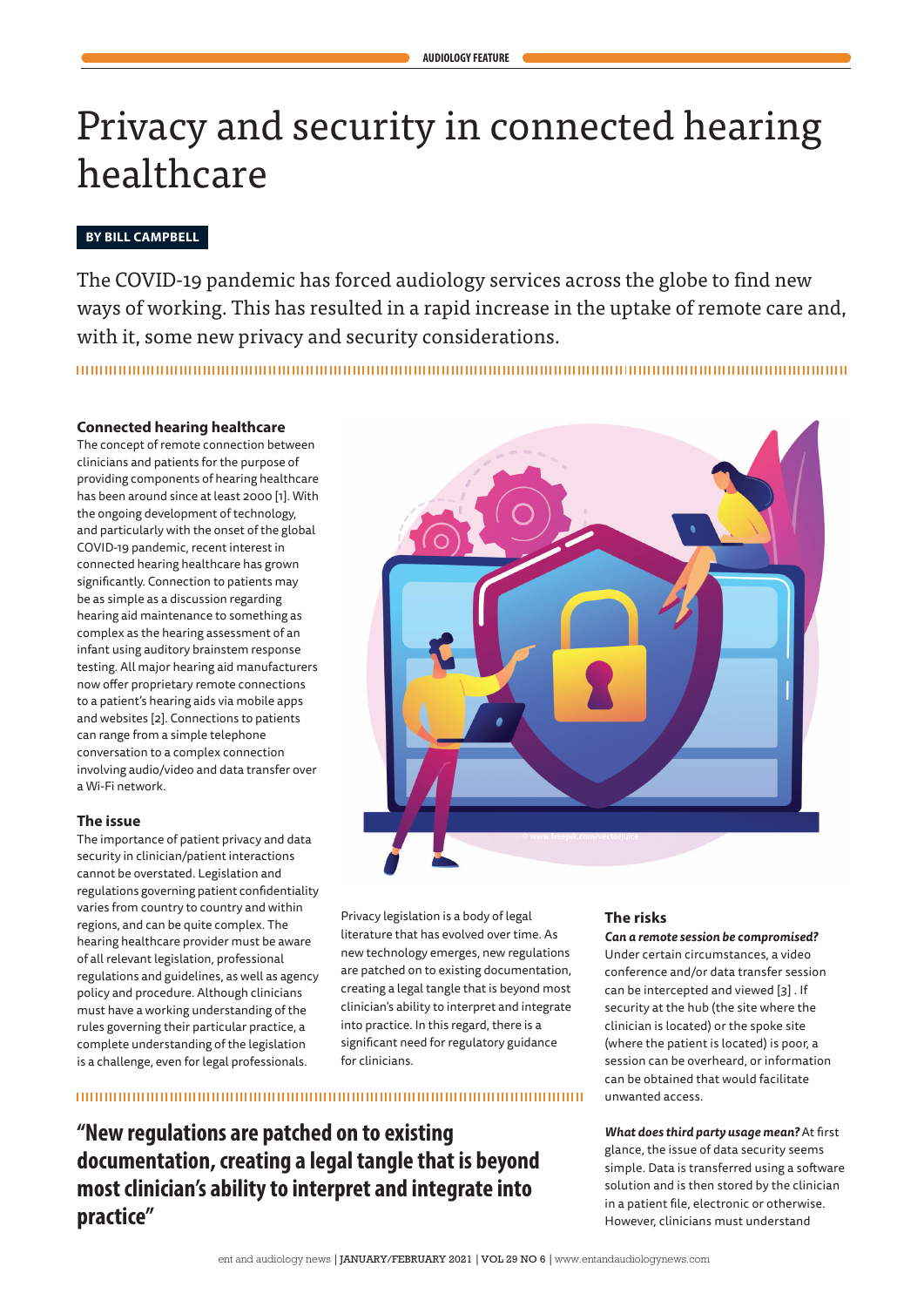# Privacy and security in connected hearing healthcare

**BY BILL CAMPBELL**

The COVID-19 pandemic has forced audiology services across the globe to find new ways of working. This has resulted in a rapid increase in the uptake of remote care and, with it, some new privacy and security considerations.

### Connected hearing healthcare

The concept of remote connection between clinicians and patients for the purpose of providing components of hearing healthcare has been around since at least 2000 [1]. With the ongoing development of technology, and particularly with the onset of the global COVID-19 pandemic, recent interest in connected hearing healthcare has grown significantly. Connection to patients may be as simple as a discussion regarding hearing aid maintenance to something as complex as the hearing assessment of an infant using auditory brainstem response testing. All major hearing aid manufacturers now offer proprietary remote connections to a patient's hearing aids via mobile apps and websites [2]. Connections to patients can range from a simple telephone conversation to a complex connection involving audio/video and data transfer over a Wi-Fi network.

### The issue

The importance of patient privacy and data security in clinician/patient interactions cannot be overstated. Legislation and regulations governing patient confidentiality varies from country to country and within regions, and can be quite complex. The hearing healthcare provider must be aware of all relevant legislation, professional regulations and guidelines, as well as agency policy and procedure. Although clinicians must have a working understanding of the rules governing their particular practice, a complete understanding of the legislation is a challenge, even for legal professionals.

Privacy legislation is a body of legal literature that has evolved over time. As new technology emerges, new regulations are patched on to existing documentation, creating a legal tangle that is beyond most clinician's ability to interpret and integrate into practice. In this regard, there is a significant need for regulatory guidance for clinicians.

> **"New regulations are patched on to existing documentation, creating a legal tangle that is beyond most clinician's ability to interpret and integrate into practice"**

### The risks

***Can a remote session be compromised?*** Under certain circumstances, a video conference and/or data transfer session can be intercepted and viewed [3] . If security at the hub (the site where the clinician is located) or the spoke site (where the patient is located) is poor, a session can be overheard, or information can be obtained that would facilitate unwanted access.

***What does third party usage mean?*** At first glance, the issue of data security seems simple. Data is transferred using a software solution and is then stored by the clinician in a patient file, electronic or otherwise. However, clinicians must understand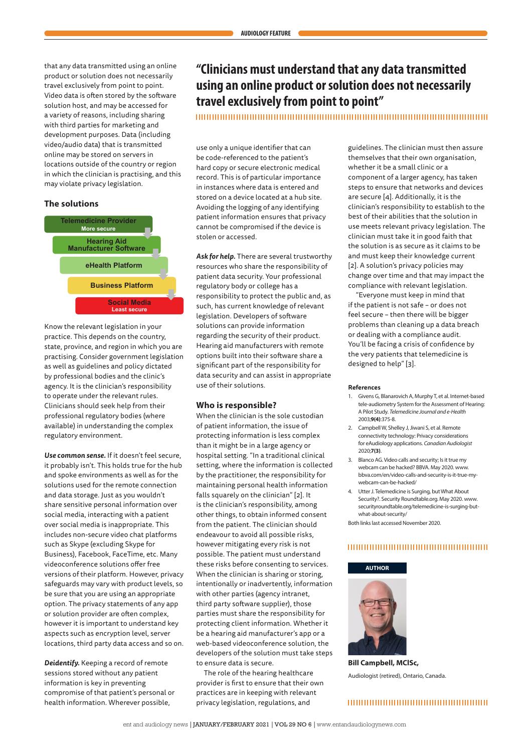that any data transmitted using an online product or solution does not necessarily travel exclusively from point to point. Video data is often stored by the software solution host, and may be accessed for a variety of reasons, including sharing with third parties for marketing and development purposes. Data (including video/audio data) that is transmitted online may be stored on servers in locations outside of the country or region in which the clinician is practising, and this may violate privacy legislation.

> **"Clinicians must understand that any data transmitted using an online product or solution does not necessarily travel exclusively from point to point"**

### The solutions

Telemedicine Provider
More secure
Hearing Aid Manufacturer Software
eHealth Platform
Business Platform
Social Media
Least secure

Know the relevant legislation in your practice. This depends on the country, state, province, and region in which you are practising. Consider government legislation as well as guidelines and policy dictated by professional bodies and the clinic's agency. It is the clinician's responsibility to operate under the relevant rules. Clinicians should seek help from their professional regulatory bodies (where available) in understanding the complex regulatory environment.

***Use common sense.*** If it doesn't feel secure, it probably isn't. This holds true for the hub and spoke environments as well as for the solutions used for the remote connection and data storage. Just as you wouldn't share sensitive personal information over social media, interacting with a patient over social media is inappropriate. This includes non-secure video chat platforms such as Skype (excluding Skype for Business), Facebook, FaceTime, etc. Many videoconference solutions offer free versions of their platform. However, privacy safeguards may vary with product levels, so be sure that you are using an appropriate option. The privacy statements of any app or solution provider are often complex, however it is important to understand key aspects such as encryption level, server locations, third party data access and so on.

***Deidentify.*** Keeping a record of remote sessions stored without any patient information is key in preventing compromise of that patient's personal or health information. Wherever possible, use only a unique identifier that can be code-referenced to the patient's hard copy or secure electronic medical record. This is of particular importance in instances where data is entered and stored on a device located at a hub site. Avoiding the logging of any identifying patient information ensures that privacy cannot be compromised if the device is stolen or accessed.

***Ask for help.*** There are several trustworthy resources who share the responsibility of patient data security. Your professional regulatory body or college has a responsibility to protect the public and, as such, has current knowledge of relevant legislation. Developers of software solutions can provide information regarding the security of their product. Hearing aid manufacturers with remote options built into their software share a significant part of the responsibility for data security and can assist in appropriate use of their solutions.

### Who is responsible?

When the clinician is the sole custodian of patient information, the issue of protecting information is less complex than it might be in a large agency or hospital setting. "In a traditional clinical setting, where the information is collected by the practitioner, the responsibility for maintaining personal health information falls squarely on the clinician" [2]. It is the clinician's responsibility, among other things, to obtain informed consent from the patient. The clinician should endeavour to avoid all possible risks, however mitigating every risk is not possible. The patient must understand these risks before consenting to services. When the clinician is sharing or storing, intentionally or inadvertently, information with other parties (agency intranet, third party software supplier), those parties must share the responsibility for protecting client information. Whether it be a hearing aid manufacturer's app or a web-based videoconference solution, the developers of the solution must take steps to ensure data is secure.

The role of the hearing healthcare provider is first to ensure that their own practices are in keeping with relevant privacy legislation, regulations, and guidelines. The clinician must then assure themselves that their own organisation, whether it be a small clinic or a component of a larger agency, has taken steps to ensure that networks and devices are secure [4]. Additionally, it is the clinician's responsibility to establish to the best of their abilities that the solution in use meets relevant privacy legislation. The clinician must take it in good faith that the solution is as secure as it claims to be and must keep their knowledge current [2]. A solution's privacy policies may change over time and that may impact the compliance with relevant legislation.

"Everyone must keep in mind that if the patient is not safe – or does not feel secure – then there will be bigger problems than cleaning up a data breach or dealing with a compliance audit. You'll be facing a crisis of confidence by the very patients that telemedicine is designed to help" [3].

#### References

1. Givens G, Blanarovich A, Murphy T, et al. Internet-based tele-audiometry System for the Assessment of Hearing: A Pilot Study. *Telemedicine Journal and e-Health* 2003;**9(4)**:375-8.
2. Campbell W, Shelley J, Jiwani S, et al. Remote connectivity technology: Privacy considerations for eAudiology applications. *Canadian Audiologist* 2020;**7(3)**.
3. Blanco AG. Video calls and security; Is it true my webcam can be hacked? BBVA. May 2020. www.bbva.com/en/video-calls-and-security-is-it-true-my-webcam-can-be-hacked/
4. Utter J. Telemedicine is Surging, but What About Security?. Security Roundtable.org. May 2020. www.securityroundtable.org/telemedicine-is-surging-but-what-about-security/

Both links last accessed November 2020.

**AUTHOR**

**Bill Campbell, MClSc,**

Audiologist (retired), Ontario, Canada.